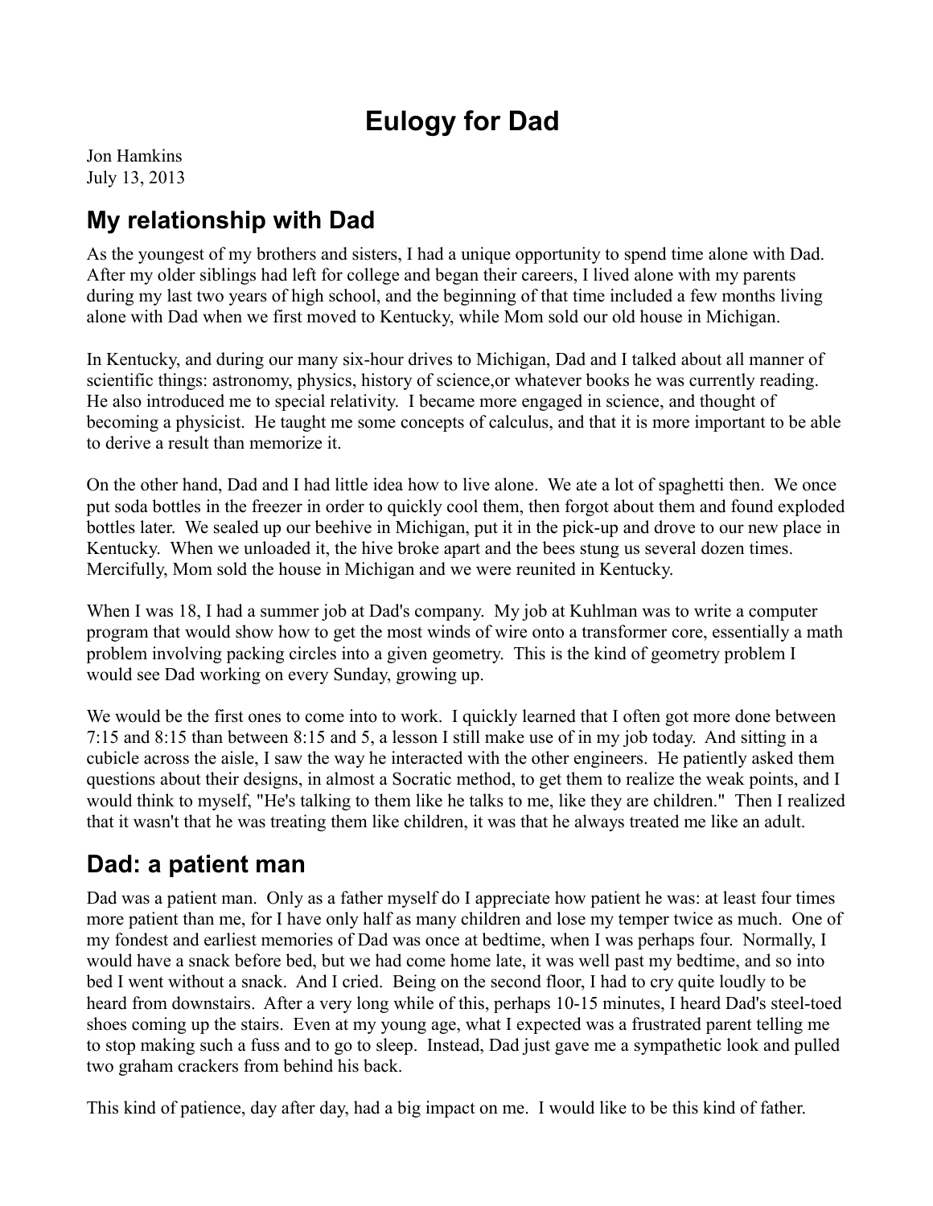# Eulogy for Dad

Jon Hamkins
July 13, 2013

## My relationship with Dad

As the youngest of my brothers and sisters, I had a unique opportunity to spend time alone with Dad. After my older siblings had left for college and began their careers, I lived alone with my parents during my last two years of high school, and the beginning of that time included a few months living alone with Dad when we first moved to Kentucky, while Mom sold our old house in Michigan.

In Kentucky, and during our many six-hour drives to Michigan, Dad and I talked about all manner of scientific things: astronomy, physics, history of science,or whatever books he was currently reading. He also introduced me to special relativity. I became more engaged in science, and thought of becoming a physicist. He taught me some concepts of calculus, and that it is more important to be able to derive a result than memorize it.

On the other hand, Dad and I had little idea how to live alone. We ate a lot of spaghetti then. We once put soda bottles in the freezer in order to quickly cool them, then forgot about them and found exploded bottles later. We sealed up our beehive in Michigan, put it in the pick-up and drove to our new place in Kentucky. When we unloaded it, the hive broke apart and the bees stung us several dozen times. Mercifully, Mom sold the house in Michigan and we were reunited in Kentucky.

When I was 18, I had a summer job at Dad's company. My job at Kuhlman was to write a computer program that would show how to get the most winds of wire onto a transformer core, essentially a math problem involving packing circles into a given geometry. This is the kind of geometry problem I would see Dad working on every Sunday, growing up.

We would be the first ones to come into to work. I quickly learned that I often got more done between 7:15 and 8:15 than between 8:15 and 5, a lesson I still make use of in my job today. And sitting in a cubicle across the aisle, I saw the way he interacted with the other engineers. He patiently asked them questions about their designs, in almost a Socratic method, to get them to realize the weak points, and I would think to myself, "He's talking to them like he talks to me, like they are children." Then I realized that it wasn't that he was treating them like children, it was that he always treated me like an adult.

## Dad: a patient man

Dad was a patient man. Only as a father myself do I appreciate how patient he was: at least four times more patient than me, for I have only half as many children and lose my temper twice as much. One of my fondest and earliest memories of Dad was once at bedtime, when I was perhaps four. Normally, I would have a snack before bed, but we had come home late, it was well past my bedtime, and so into bed I went without a snack. And I cried. Being on the second floor, I had to cry quite loudly to be heard from downstairs. After a very long while of this, perhaps 10-15 minutes, I heard Dad's steel-toed shoes coming up the stairs. Even at my young age, what I expected was a frustrated parent telling me to stop making such a fuss and to go to sleep. Instead, Dad just gave me a sympathetic look and pulled two graham crackers from behind his back.

This kind of patience, day after day, had a big impact on me. I would like to be this kind of father.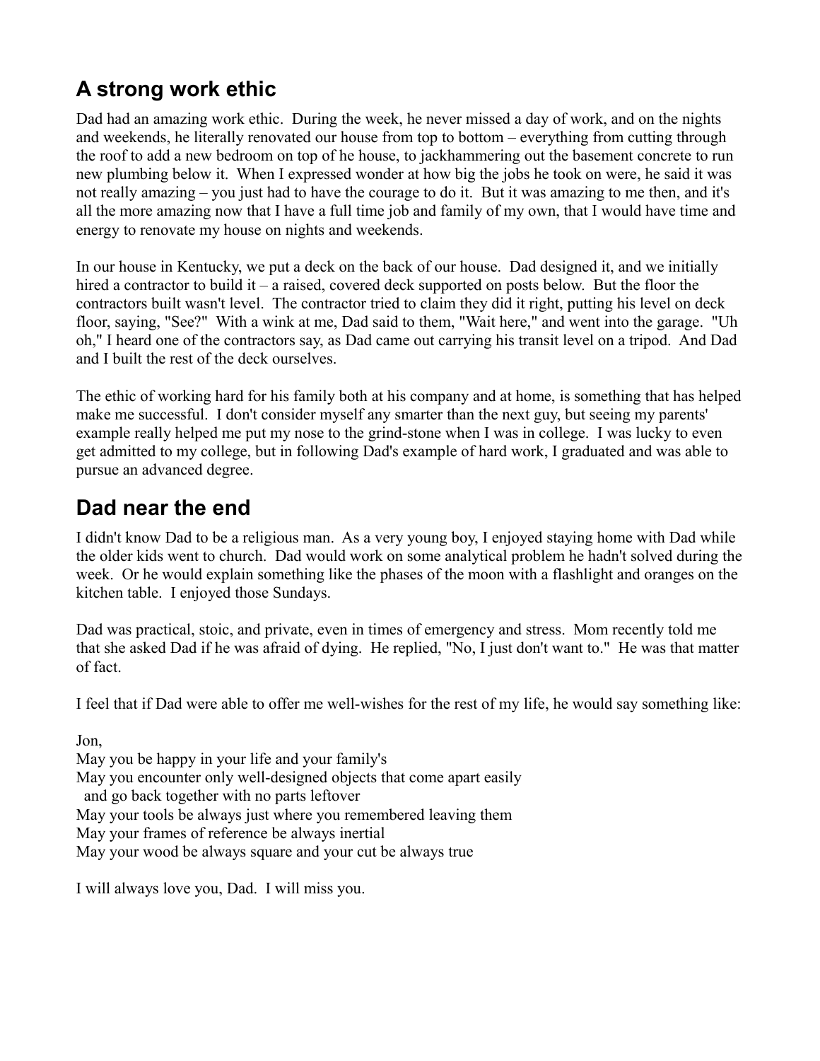## A strong work ethic

Dad had an amazing work ethic. During the week, he never missed a day of work, and on the nights and weekends, he literally renovated our house from top to bottom – everything from cutting through the roof to add a new bedroom on top of he house, to jackhammering out the basement concrete to run new plumbing below it. When I expressed wonder at how big the jobs he took on were, he said it was not really amazing – you just had to have the courage to do it. But it was amazing to me then, and it's all the more amazing now that I have a full time job and family of my own, that I would have time and energy to renovate my house on nights and weekends.

In our house in Kentucky, we put a deck on the back of our house. Dad designed it, and we initially hired a contractor to build it – a raised, covered deck supported on posts below. But the floor the contractors built wasn't level. The contractor tried to claim they did it right, putting his level on deck floor, saying, "See?" With a wink at me, Dad said to them, "Wait here," and went into the garage. "Uh oh," I heard one of the contractors say, as Dad came out carrying his transit level on a tripod. And Dad and I built the rest of the deck ourselves.

The ethic of working hard for his family both at his company and at home, is something that has helped make me successful. I don't consider myself any smarter than the next guy, but seeing my parents' example really helped me put my nose to the grind-stone when I was in college. I was lucky to even get admitted to my college, but in following Dad's example of hard work, I graduated and was able to pursue an advanced degree.

## Dad near the end

I didn't know Dad to be a religious man. As a very young boy, I enjoyed staying home with Dad while the older kids went to church. Dad would work on some analytical problem he hadn't solved during the week. Or he would explain something like the phases of the moon with a flashlight and oranges on the kitchen table. I enjoyed those Sundays.

Dad was practical, stoic, and private, even in times of emergency and stress. Mom recently told me that she asked Dad if he was afraid of dying. He replied, "No, I just don't want to." He was that matter of fact.

I feel that if Dad were able to offer me well-wishes for the rest of my life, he would say something like:

Jon,  
May you be happy in your life and your family's  
May you encounter only well-designed objects that come apart easily  
  and go back together with no parts leftover  
May your tools be always just where you remembered leaving them  
May your frames of reference be always inertial  
May your wood be always square and your cut be always true

I will always love you, Dad. I will miss you.